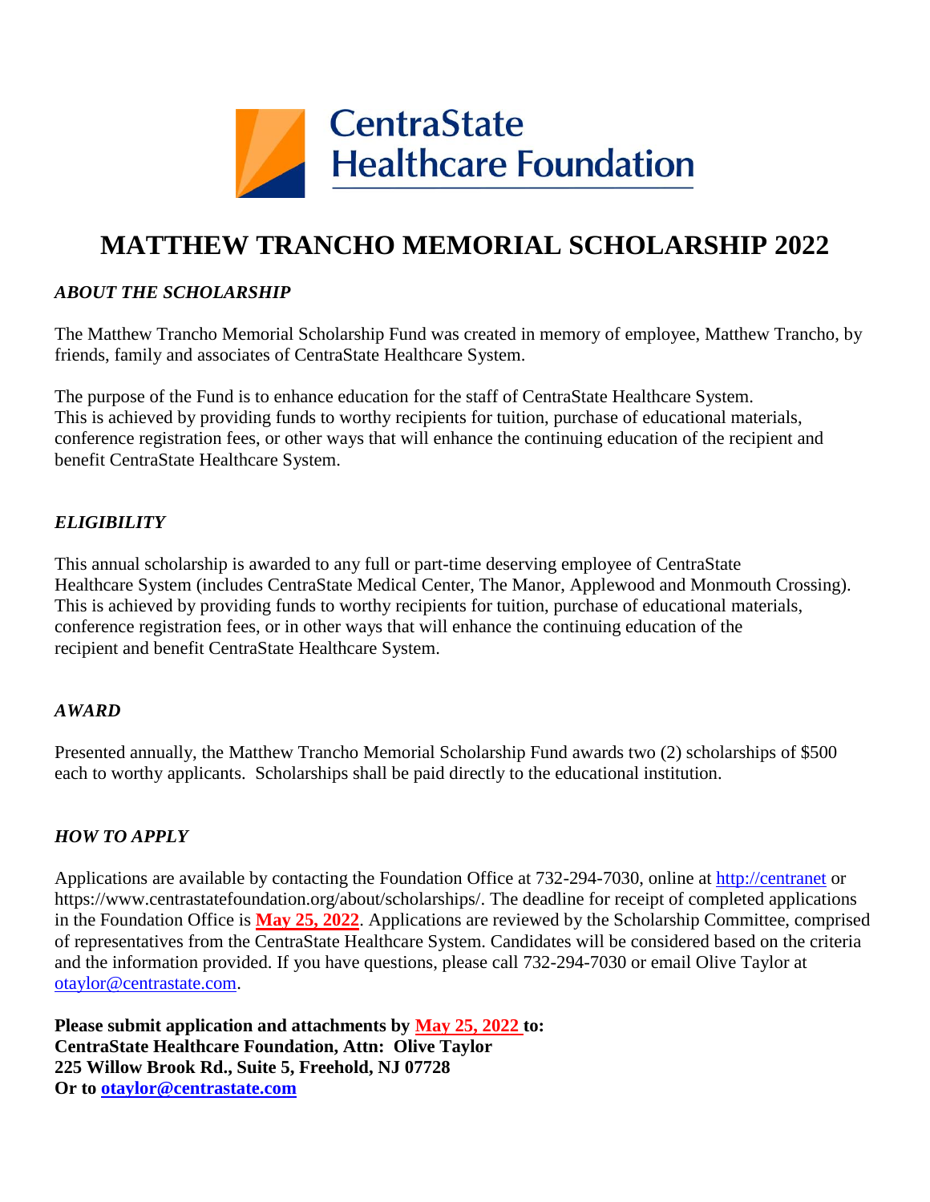CentraState Healthcare Foundation

# MATTHEW TRANCHO MEMORIAL SCHOLARSHIP 2022

### *ABOUT THE SCHOLARSHIP*

The Matthew Trancho Memorial Scholarship Fund was created in memory of employee, Matthew Trancho, by friends, family and associates of CentraState Healthcare System.

The purpose of the Fund is to enhance education for the staff of CentraState Healthcare System. This is achieved by providing funds to worthy recipients for tuition, purchase of educational materials, conference registration fees, or other ways that will enhance the continuing education of the recipient and benefit CentraState Healthcare System.

### *ELIGIBILITY*

This annual scholarship is awarded to any full or part-time deserving employee of CentraState Healthcare System (includes CentraState Medical Center, The Manor, Applewood and Monmouth Crossing). This is achieved by providing funds to worthy recipients for tuition, purchase of educational materials, conference registration fees, or in other ways that will enhance the continuing education of the recipient and benefit CentraState Healthcare System.

### *AWARD*

Presented annually, the Matthew Trancho Memorial Scholarship Fund awards two (2) scholarships of $500 each to worthy applicants. Scholarships shall be paid directly to the educational institution.

### *HOW TO APPLY*

Applications are available by contacting the Foundation Office at 732-294-7030, online at http://centranet or https://www.centrastatefoundation.org/about/scholarships/. The deadline for receipt of completed applications in the Foundation Office is **May 25, 2022**. Applications are reviewed by the Scholarship Committee, comprised of representatives from the CentraState Healthcare System. Candidates will be considered based on the criteria and the information provided. If you have questions, please call 732-294-7030 or email Olive Taylor at otaylor@centrastate.com.

**Please submit application and attachments by May 25, 2022 to:**
**CentraState Healthcare Foundation, Attn: Olive Taylor**
**225 Willow Brook Rd., Suite 5, Freehold, NJ 07728**
**Or to otaylor@centrastate.com**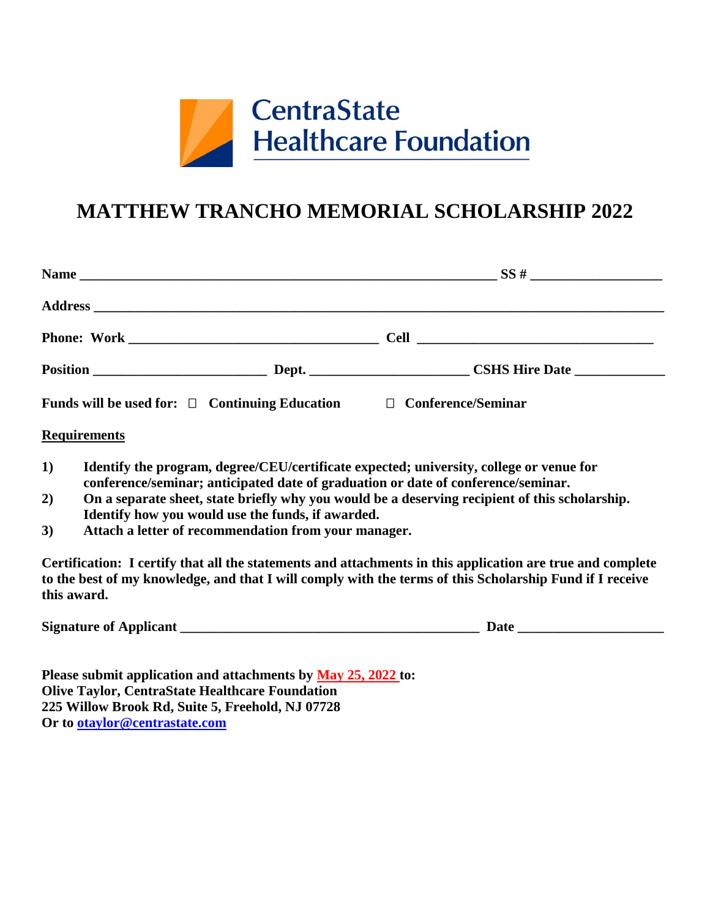CentraState Healthcare Foundation

# MATTHEW TRANCHO MEMORIAL SCHOLARSHIP 2022

**Name** ______________________________________________________________ **SS #** ____________________

**Address** ______________________________________________________________________________________

**Phone: Work** _____________________________________ **Cell** ___________________________________

**Position** _________________________ **Dept.** _______________________ **CSHS Hire Date** _____________

**Funds will be used for:** ☐ **Continuing Education** ☐ **Conference/Seminar**

**<u>Requirements</u>**

1) **Identify the program, degree/CEU/certificate expected; university, college or venue for conference/seminar; anticipated date of graduation or date of conference/seminar.**
2) **On a separate sheet, state briefly why you would be a deserving recipient of this scholarship. Identify how you would use the funds, if awarded.**
3) **Attach a letter of recommendation from your manager.**

**Certification: I certify that all the statements and attachments in this application are true and complete to the best of my knowledge, and that I will comply with the terms of this Scholarship Fund if I receive this award.**

**Signature of Applicant** ____________________________________________ **Date** _____________________

**Please submit application and attachments by <u>May 25, 2022</u> to:**
**Olive Taylor, CentraState Healthcare Foundation**
**225 Willow Brook Rd, Suite 5, Freehold, NJ 07728**
**Or to <u>otaylor@centrastate.com</u>**